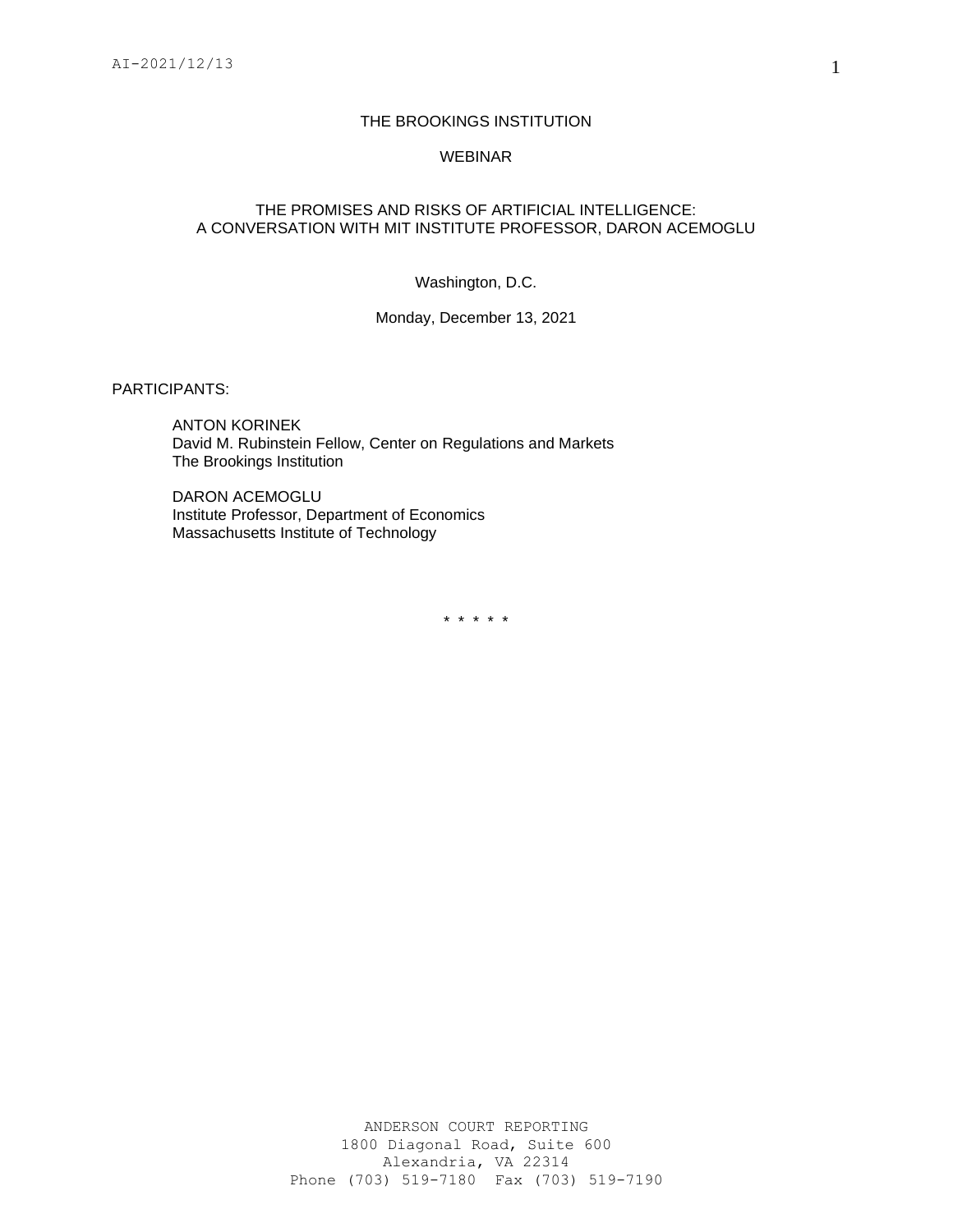THE BROOKINGS INSTITUTION

WEBINAR

THE PROMISES AND RISKS OF ARTIFICIAL INTELLIGENCE:
A CONVERSATION WITH MIT INSTITUTE PROFESSOR, DARON ACEMOGLU

Washington, D.C.

Monday, December 13, 2021

PARTICIPANTS:

ANTON KORINEK
David M. Rubinstein Fellow, Center on Regulations and Markets
The Brookings Institution

DARON ACEMOGLU
Institute Professor, Department of Economics
Massachusetts Institute of Technology

\* \* \* \* \*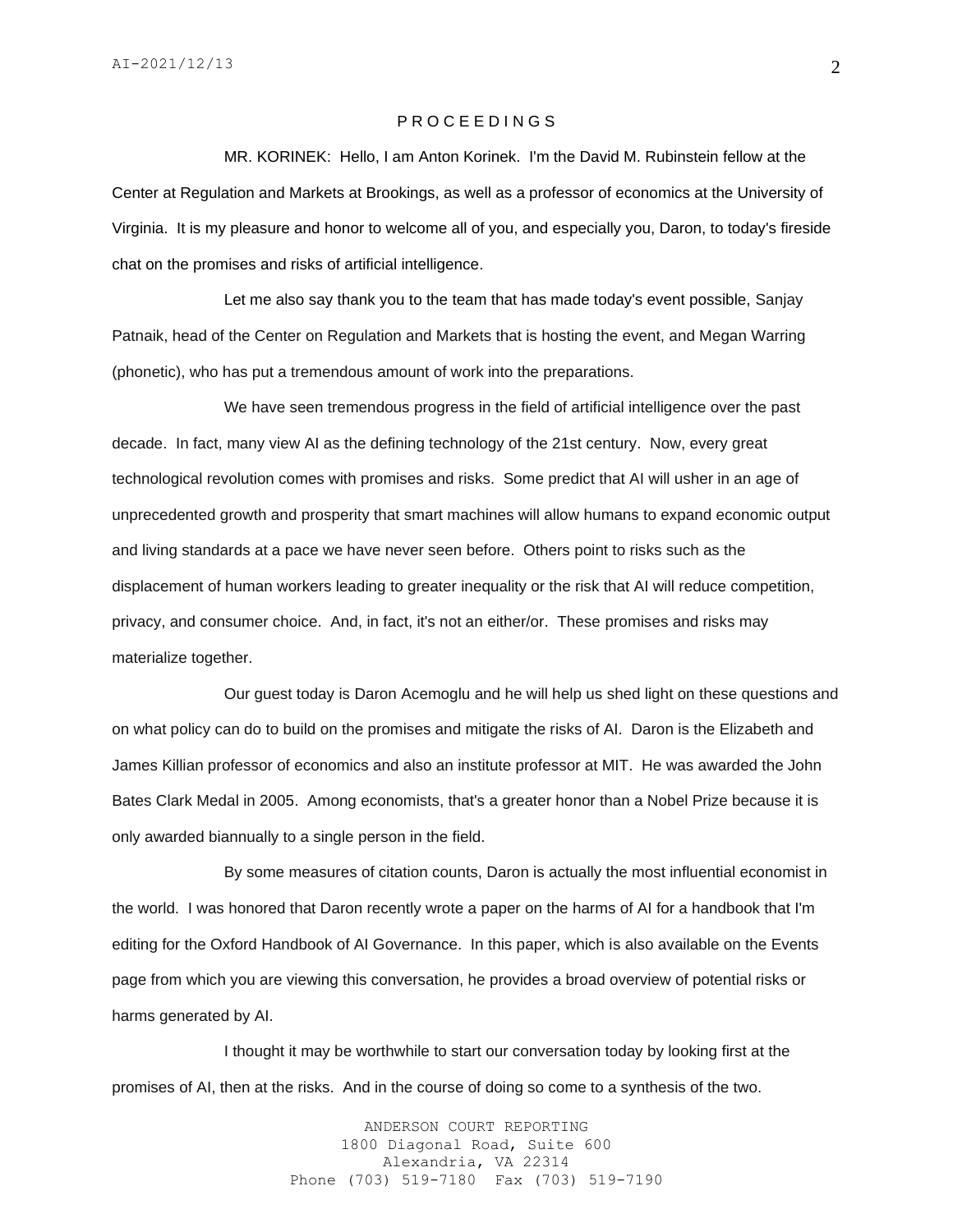P R O C E E D I N G S

MR. KORINEK: Hello, I am Anton Korinek. I'm the David M. Rubinstein fellow at the Center at Regulation and Markets at Brookings, as well as a professor of economics at the University of Virginia. It is my pleasure and honor to welcome all of you, and especially you, Daron, to today's fireside chat on the promises and risks of artificial intelligence.

Let me also say thank you to the team that has made today's event possible, Sanjay Patnaik, head of the Center on Regulation and Markets that is hosting the event, and Megan Warring (phonetic), who has put a tremendous amount of work into the preparations.

We have seen tremendous progress in the field of artificial intelligence over the past decade. In fact, many view AI as the defining technology of the 21st century. Now, every great technological revolution comes with promises and risks. Some predict that AI will usher in an age of unprecedented growth and prosperity that smart machines will allow humans to expand economic output and living standards at a pace we have never seen before. Others point to risks such as the displacement of human workers leading to greater inequality or the risk that AI will reduce competition, privacy, and consumer choice. And, in fact, it's not an either/or. These promises and risks may materialize together.

Our guest today is Daron Acemoglu and he will help us shed light on these questions and on what policy can do to build on the promises and mitigate the risks of AI. Daron is the Elizabeth and James Killian professor of economics and also an institute professor at MIT. He was awarded the John Bates Clark Medal in 2005. Among economists, that's a greater honor than a Nobel Prize because it is only awarded biannually to a single person in the field.

By some measures of citation counts, Daron is actually the most influential economist in the world. I was honored that Daron recently wrote a paper on the harms of AI for a handbook that I'm editing for the Oxford Handbook of AI Governance. In this paper, which is also available on the Events page from which you are viewing this conversation, he provides a broad overview of potential risks or harms generated by AI.

I thought it may be worthwhile to start our conversation today by looking first at the promises of AI, then at the risks. And in the course of doing so come to a synthesis of the two.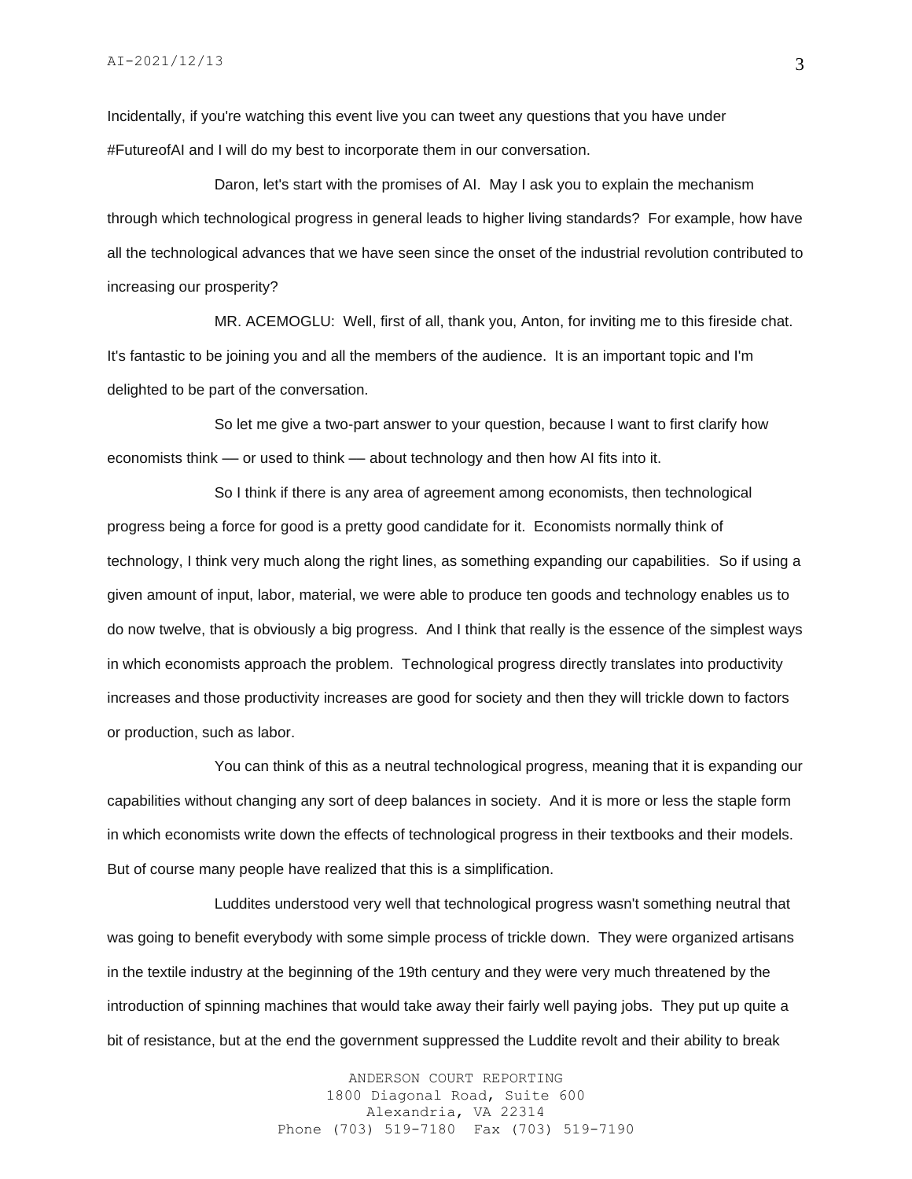Incidentally, if you're watching this event live you can tweet any questions that you have under #FutureofAI and I will do my best to incorporate them in our conversation.

Daron, let's start with the promises of AI. May I ask you to explain the mechanism through which technological progress in general leads to higher living standards? For example, how have all the technological advances that we have seen since the onset of the industrial revolution contributed to increasing our prosperity?

MR. ACEMOGLU: Well, first of all, thank you, Anton, for inviting me to this fireside chat. It's fantastic to be joining you and all the members of the audience. It is an important topic and I'm delighted to be part of the conversation.

So let me give a two-part answer to your question, because I want to first clarify how economists think — or used to think — about technology and then how AI fits into it.

So I think if there is any area of agreement among economists, then technological progress being a force for good is a pretty good candidate for it. Economists normally think of technology, I think very much along the right lines, as something expanding our capabilities. So if using a given amount of input, labor, material, we were able to produce ten goods and technology enables us to do now twelve, that is obviously a big progress. And I think that really is the essence of the simplest ways in which economists approach the problem. Technological progress directly translates into productivity increases and those productivity increases are good for society and then they will trickle down to factors or production, such as labor.

You can think of this as a neutral technological progress, meaning that it is expanding our capabilities without changing any sort of deep balances in society. And it is more or less the staple form in which economists write down the effects of technological progress in their textbooks and their models. But of course many people have realized that this is a simplification.

Luddites understood very well that technological progress wasn't something neutral that was going to benefit everybody with some simple process of trickle down. They were organized artisans in the textile industry at the beginning of the 19th century and they were very much threatened by the introduction of spinning machines that would take away their fairly well paying jobs. They put up quite a bit of resistance, but at the end the government suppressed the Luddite revolt and their ability to break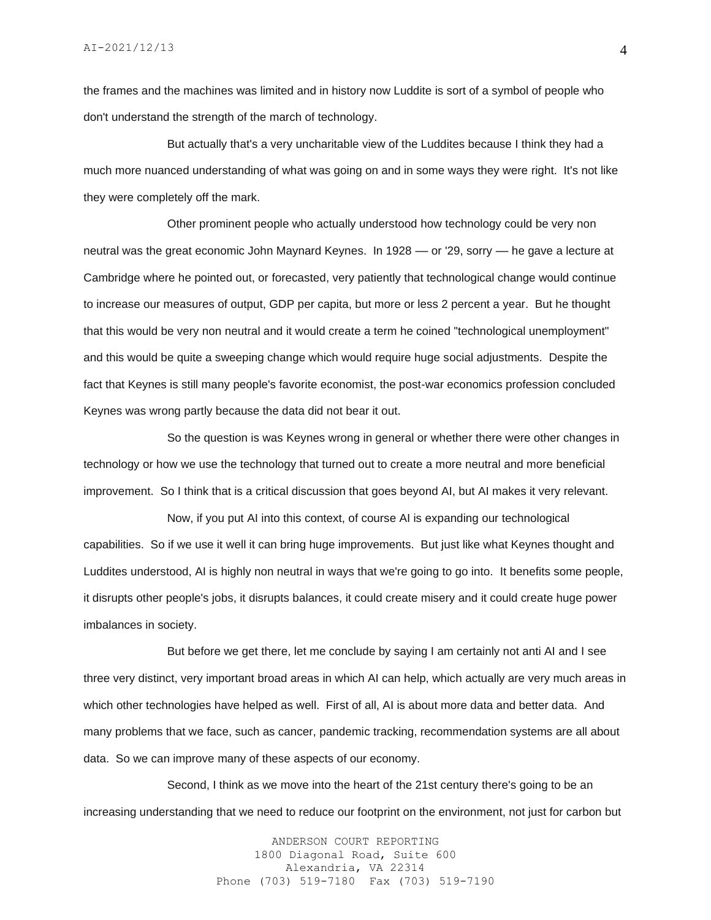the frames and the machines was limited and in history now Luddite is sort of a symbol of people who don't understand the strength of the march of technology.

But actually that's a very uncharitable view of the Luddites because I think they had a much more nuanced understanding of what was going on and in some ways they were right. It's not like they were completely off the mark.

Other prominent people who actually understood how technology could be very non neutral was the great economic John Maynard Keynes. In 1928 — or '29, sorry — he gave a lecture at Cambridge where he pointed out, or forecasted, very patiently that technological change would continue to increase our measures of output, GDP per capita, but more or less 2 percent a year. But he thought that this would be very non neutral and it would create a term he coined "technological unemployment" and this would be quite a sweeping change which would require huge social adjustments. Despite the fact that Keynes is still many people's favorite economist, the post-war economics profession concluded Keynes was wrong partly because the data did not bear it out.

So the question is was Keynes wrong in general or whether there were other changes in technology or how we use the technology that turned out to create a more neutral and more beneficial improvement. So I think that is a critical discussion that goes beyond AI, but AI makes it very relevant.

Now, if you put AI into this context, of course AI is expanding our technological capabilities. So if we use it well it can bring huge improvements. But just like what Keynes thought and Luddites understood, AI is highly non neutral in ways that we're going to go into. It benefits some people, it disrupts other people's jobs, it disrupts balances, it could create misery and it could create huge power imbalances in society.

But before we get there, let me conclude by saying I am certainly not anti AI and I see three very distinct, very important broad areas in which AI can help, which actually are very much areas in which other technologies have helped as well. First of all, AI is about more data and better data. And many problems that we face, such as cancer, pandemic tracking, recommendation systems are all about data. So we can improve many of these aspects of our economy.

Second, I think as we move into the heart of the 21st century there's going to be an increasing understanding that we need to reduce our footprint on the environment, not just for carbon but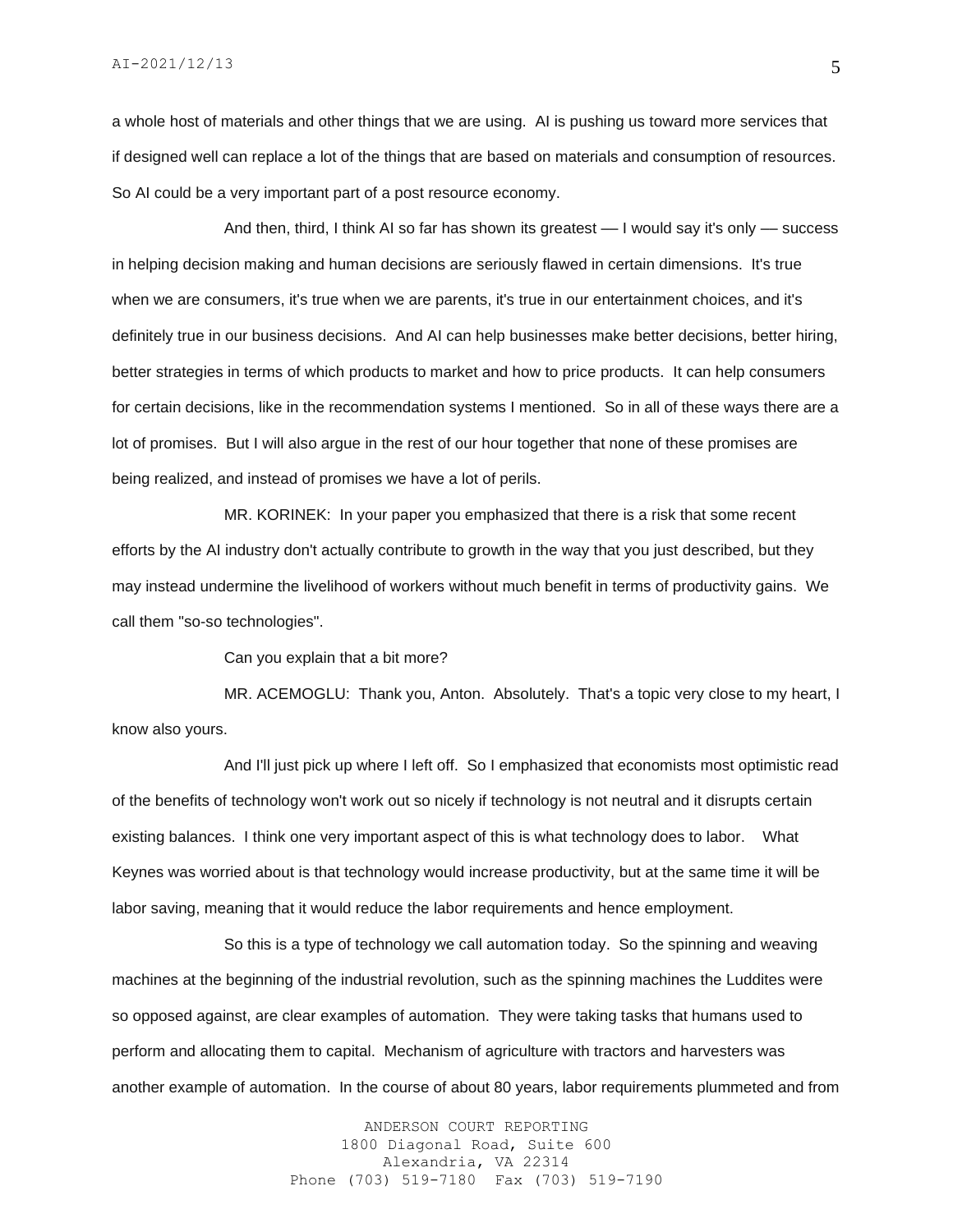a whole host of materials and other things that we are using. AI is pushing us toward more services that if designed well can replace a lot of the things that are based on materials and consumption of resources. So AI could be a very important part of a post resource economy.

And then, third, I think AI so far has shown its greatest — I would say it's only — success in helping decision making and human decisions are seriously flawed in certain dimensions. It's true when we are consumers, it's true when we are parents, it's true in our entertainment choices, and it's definitely true in our business decisions. And AI can help businesses make better decisions, better hiring, better strategies in terms of which products to market and how to price products. It can help consumers for certain decisions, like in the recommendation systems I mentioned. So in all of these ways there are a lot of promises. But I will also argue in the rest of our hour together that none of these promises are being realized, and instead of promises we have a lot of perils.

MR. KORINEK: In your paper you emphasized that there is a risk that some recent efforts by the AI industry don't actually contribute to growth in the way that you just described, but they may instead undermine the livelihood of workers without much benefit in terms of productivity gains. We call them "so-so technologies".

Can you explain that a bit more?

MR. ACEMOGLU: Thank you, Anton. Absolutely. That's a topic very close to my heart, I know also yours.

And I'll just pick up where I left off. So I emphasized that economists most optimistic read of the benefits of technology won't work out so nicely if technology is not neutral and it disrupts certain existing balances. I think one very important aspect of this is what technology does to labor. What Keynes was worried about is that technology would increase productivity, but at the same time it will be labor saving, meaning that it would reduce the labor requirements and hence employment.

So this is a type of technology we call automation today. So the spinning and weaving machines at the beginning of the industrial revolution, such as the spinning machines the Luddites were so opposed against, are clear examples of automation. They were taking tasks that humans used to perform and allocating them to capital. Mechanism of agriculture with tractors and harvesters was another example of automation. In the course of about 80 years, labor requirements plummeted and from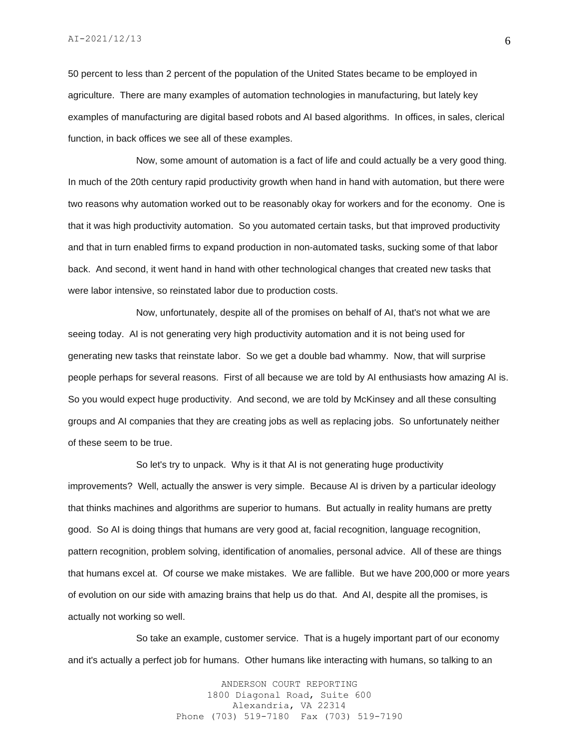50 percent to less than 2 percent of the population of the United States became to be employed in agriculture. There are many examples of automation technologies in manufacturing, but lately key examples of manufacturing are digital based robots and AI based algorithms. In offices, in sales, clerical function, in back offices we see all of these examples.

Now, some amount of automation is a fact of life and could actually be a very good thing. In much of the 20th century rapid productivity growth when hand in hand with automation, but there were two reasons why automation worked out to be reasonably okay for workers and for the economy. One is that it was high productivity automation. So you automated certain tasks, but that improved productivity and that in turn enabled firms to expand production in non-automated tasks, sucking some of that labor back. And second, it went hand in hand with other technological changes that created new tasks that were labor intensive, so reinstated labor due to production costs.

Now, unfortunately, despite all of the promises on behalf of AI, that's not what we are seeing today. AI is not generating very high productivity automation and it is not being used for generating new tasks that reinstate labor. So we get a double bad whammy. Now, that will surprise people perhaps for several reasons. First of all because we are told by AI enthusiasts how amazing AI is. So you would expect huge productivity. And second, we are told by McKinsey and all these consulting groups and AI companies that they are creating jobs as well as replacing jobs. So unfortunately neither of these seem to be true.

So let's try to unpack. Why is it that AI is not generating huge productivity improvements? Well, actually the answer is very simple. Because AI is driven by a particular ideology that thinks machines and algorithms are superior to humans. But actually in reality humans are pretty good. So AI is doing things that humans are very good at, facial recognition, language recognition, pattern recognition, problem solving, identification of anomalies, personal advice. All of these are things that humans excel at. Of course we make mistakes. We are fallible. But we have 200,000 or more years of evolution on our side with amazing brains that help us do that. And AI, despite all the promises, is actually not working so well.

So take an example, customer service. That is a hugely important part of our economy and it's actually a perfect job for humans. Other humans like interacting with humans, so talking to an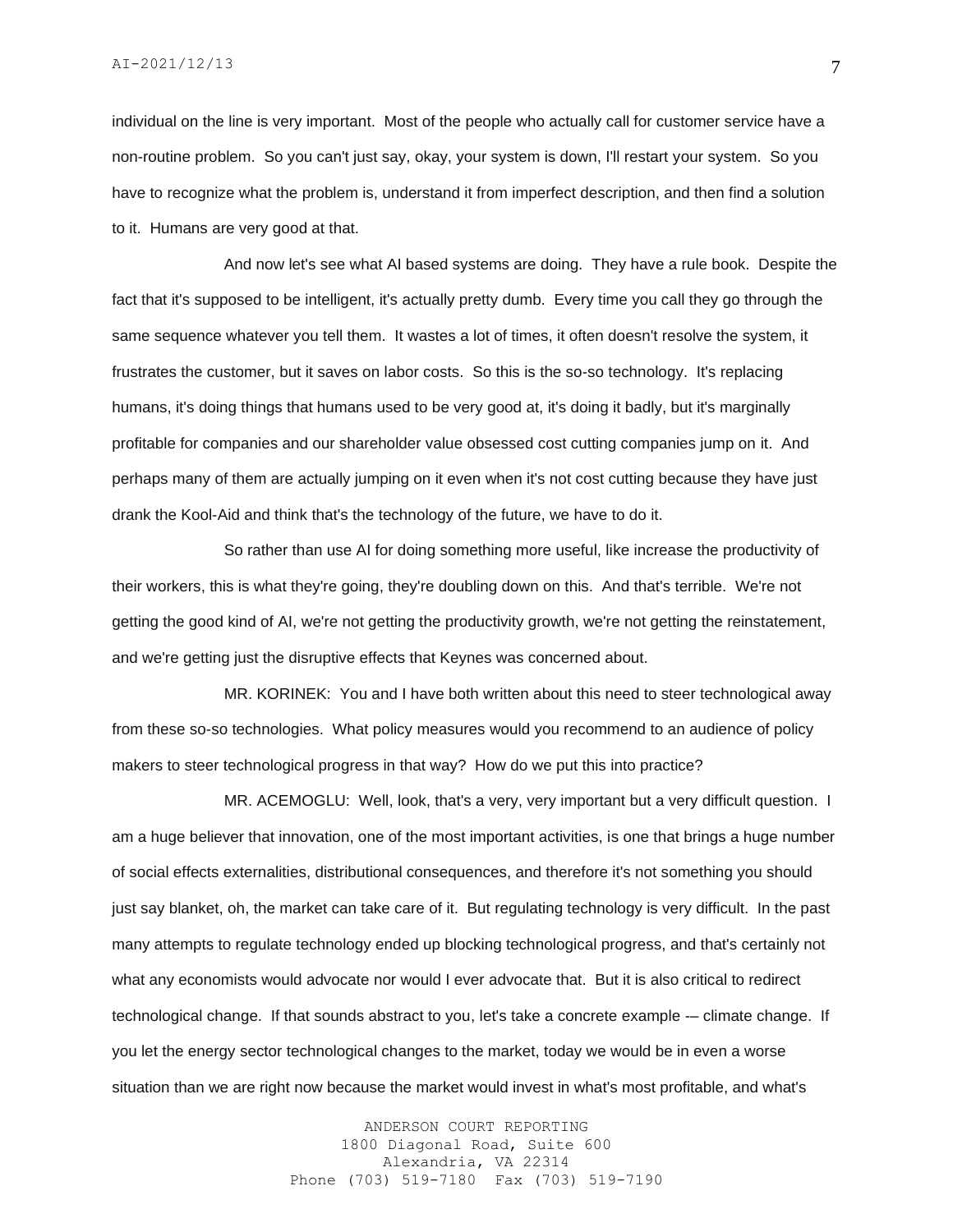individual on the line is very important. Most of the people who actually call for customer service have a non-routine problem. So you can't just say, okay, your system is down, I'll restart your system. So you have to recognize what the problem is, understand it from imperfect description, and then find a solution to it. Humans are very good at that.

And now let's see what AI based systems are doing. They have a rule book. Despite the fact that it's supposed to be intelligent, it's actually pretty dumb. Every time you call they go through the same sequence whatever you tell them. It wastes a lot of times, it often doesn't resolve the system, it frustrates the customer, but it saves on labor costs. So this is the so-so technology. It's replacing humans, it's doing things that humans used to be very good at, it's doing it badly, but it's marginally profitable for companies and our shareholder value obsessed cost cutting companies jump on it. And perhaps many of them are actually jumping on it even when it's not cost cutting because they have just drank the Kool-Aid and think that's the technology of the future, we have to do it.

So rather than use AI for doing something more useful, like increase the productivity of their workers, this is what they're going, they're doubling down on this. And that's terrible. We're not getting the good kind of AI, we're not getting the productivity growth, we're not getting the reinstatement, and we're getting just the disruptive effects that Keynes was concerned about.

MR. KORINEK: You and I have both written about this need to steer technological away from these so-so technologies. What policy measures would you recommend to an audience of policy makers to steer technological progress in that way? How do we put this into practice?

MR. ACEMOGLU: Well, look, that's a very, very important but a very difficult question. I am a huge believer that innovation, one of the most important activities, is one that brings a huge number of social effects externalities, distributional consequences, and therefore it's not something you should just say blanket, oh, the market can take care of it. But regulating technology is very difficult. In the past many attempts to regulate technology ended up blocking technological progress, and that's certainly not what any economists would advocate nor would I ever advocate that. But it is also critical to redirect technological change. If that sounds abstract to you, let's take a concrete example -– climate change. If you let the energy sector technological changes to the market, today we would be in even a worse situation than we are right now because the market would invest in what's most profitable, and what's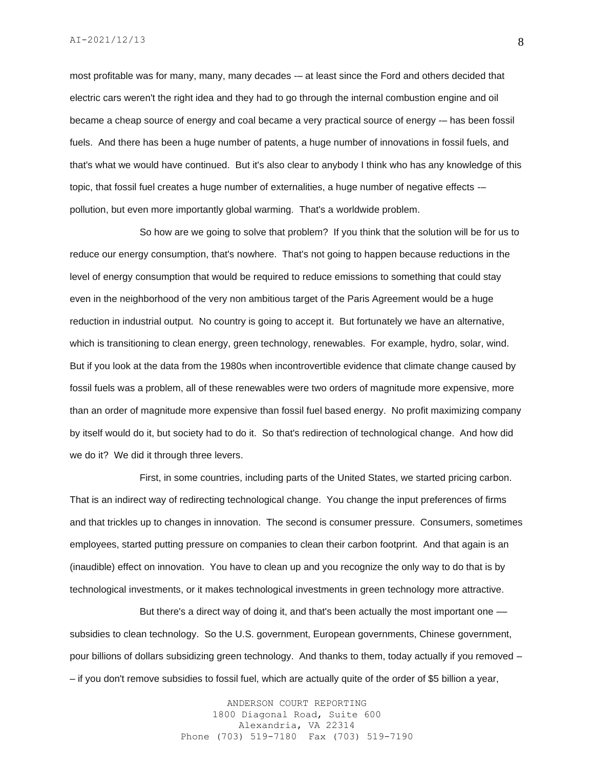most profitable was for many, many, many decades -– at least since the Ford and others decided that electric cars weren't the right idea and they had to go through the internal combustion engine and oil became a cheap source of energy and coal became a very practical source of energy -– has been fossil fuels. And there has been a huge number of patents, a huge number of innovations in fossil fuels, and that's what we would have continued. But it's also clear to anybody I think who has any knowledge of this topic, that fossil fuel creates a huge number of externalities, a huge number of negative effects -– pollution, but even more importantly global warming. That's a worldwide problem.

So how are we going to solve that problem? If you think that the solution will be for us to reduce our energy consumption, that's nowhere. That's not going to happen because reductions in the level of energy consumption that would be required to reduce emissions to something that could stay even in the neighborhood of the very non ambitious target of the Paris Agreement would be a huge reduction in industrial output. No country is going to accept it. But fortunately we have an alternative, which is transitioning to clean energy, green technology, renewables. For example, hydro, solar, wind. But if you look at the data from the 1980s when incontrovertible evidence that climate change caused by fossil fuels was a problem, all of these renewables were two orders of magnitude more expensive, more than an order of magnitude more expensive than fossil fuel based energy. No profit maximizing company by itself would do it, but society had to do it. So that's redirection of technological change. And how did we do it? We did it through three levers.

First, in some countries, including parts of the United States, we started pricing carbon. That is an indirect way of redirecting technological change. You change the input preferences of firms and that trickles up to changes in innovation. The second is consumer pressure. Consumers, sometimes employees, started putting pressure on companies to clean their carbon footprint. And that again is an (inaudible) effect on innovation. You have to clean up and you recognize the only way to do that is by technological investments, or it makes technological investments in green technology more attractive.

But there's a direct way of doing it, and that's been actually the most important one — subsidies to clean technology. So the U.S. government, European governments, Chinese government, pour billions of dollars subsidizing green technology. And thanks to them, today actually if you removed – – if you don't remove subsidies to fossil fuel, which are actually quite of the order of $5 billion a year,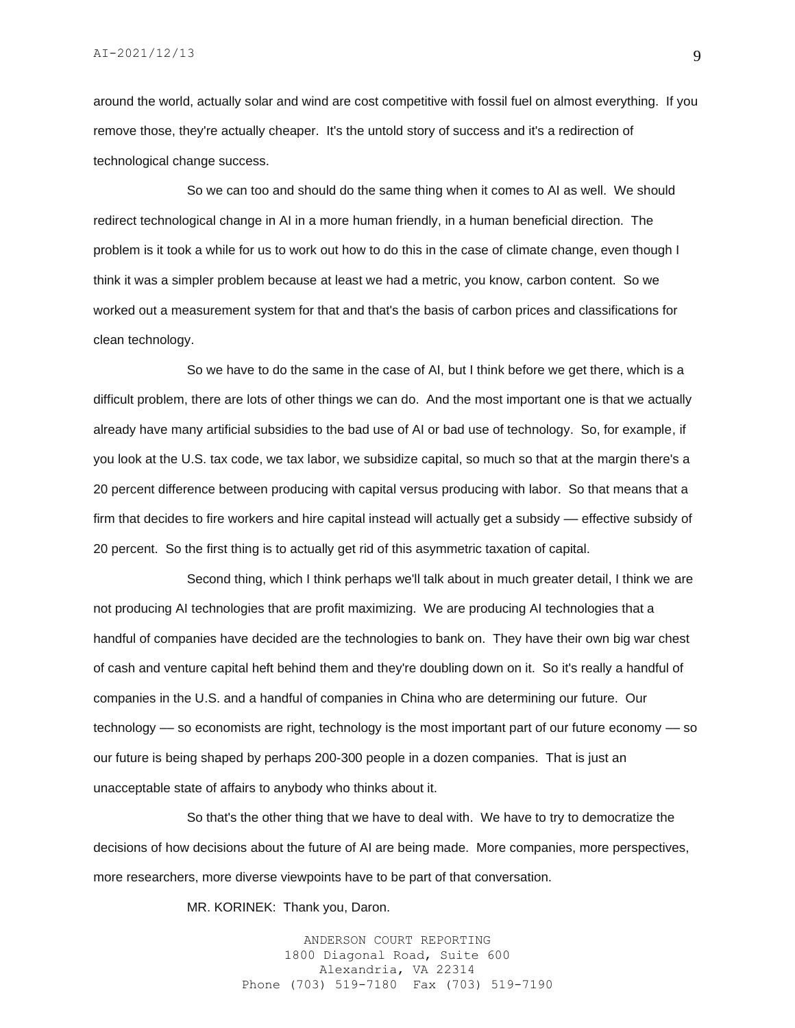around the world, actually solar and wind are cost competitive with fossil fuel on almost everything. If you remove those, they're actually cheaper. It's the untold story of success and it's a redirection of technological change success.

So we can too and should do the same thing when it comes to AI as well. We should redirect technological change in AI in a more human friendly, in a human beneficial direction. The problem is it took a while for us to work out how to do this in the case of climate change, even though I think it was a simpler problem because at least we had a metric, you know, carbon content. So we worked out a measurement system for that and that's the basis of carbon prices and classifications for clean technology.

So we have to do the same in the case of AI, but I think before we get there, which is a difficult problem, there are lots of other things we can do. And the most important one is that we actually already have many artificial subsidies to the bad use of AI or bad use of technology. So, for example, if you look at the U.S. tax code, we tax labor, we subsidize capital, so much so that at the margin there's a 20 percent difference between producing with capital versus producing with labor. So that means that a firm that decides to fire workers and hire capital instead will actually get a subsidy — effective subsidy of 20 percent. So the first thing is to actually get rid of this asymmetric taxation of capital.

Second thing, which I think perhaps we'll talk about in much greater detail, I think we are not producing AI technologies that are profit maximizing. We are producing AI technologies that a handful of companies have decided are the technologies to bank on. They have their own big war chest of cash and venture capital heft behind them and they're doubling down on it. So it's really a handful of companies in the U.S. and a handful of companies in China who are determining our future. Our technology — so economists are right, technology is the most important part of our future economy — so our future is being shaped by perhaps 200-300 people in a dozen companies. That is just an unacceptable state of affairs to anybody who thinks about it.

So that's the other thing that we have to deal with. We have to try to democratize the decisions of how decisions about the future of AI are being made. More companies, more perspectives, more researchers, more diverse viewpoints have to be part of that conversation.

MR. KORINEK: Thank you, Daron.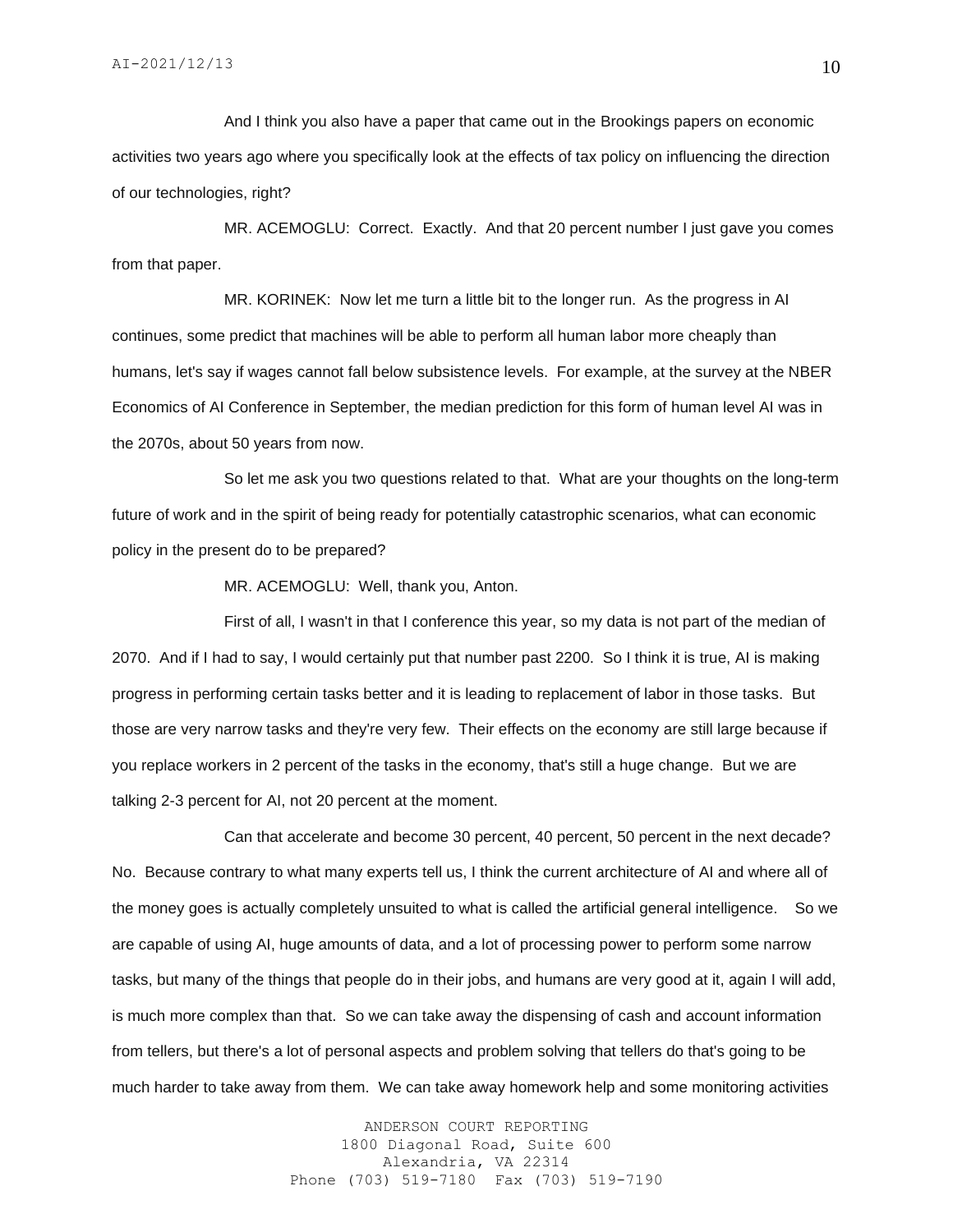And I think you also have a paper that came out in the Brookings papers on economic activities two years ago where you specifically look at the effects of tax policy on influencing the direction of our technologies, right?

MR. ACEMOGLU: Correct. Exactly. And that 20 percent number I just gave you comes from that paper.

MR. KORINEK: Now let me turn a little bit to the longer run. As the progress in AI continues, some predict that machines will be able to perform all human labor more cheaply than humans, let's say if wages cannot fall below subsistence levels. For example, at the survey at the NBER Economics of AI Conference in September, the median prediction for this form of human level AI was in the 2070s, about 50 years from now.

So let me ask you two questions related to that. What are your thoughts on the long-term future of work and in the spirit of being ready for potentially catastrophic scenarios, what can economic policy in the present do to be prepared?

MR. ACEMOGLU: Well, thank you, Anton.

First of all, I wasn't in that I conference this year, so my data is not part of the median of 2070. And if I had to say, I would certainly put that number past 2200. So I think it is true, AI is making progress in performing certain tasks better and it is leading to replacement of labor in those tasks. But those are very narrow tasks and they're very few. Their effects on the economy are still large because if you replace workers in 2 percent of the tasks in the economy, that's still a huge change. But we are talking 2-3 percent for AI, not 20 percent at the moment.

Can that accelerate and become 30 percent, 40 percent, 50 percent in the next decade? No. Because contrary to what many experts tell us, I think the current architecture of AI and where all of the money goes is actually completely unsuited to what is called the artificial general intelligence. So we are capable of using AI, huge amounts of data, and a lot of processing power to perform some narrow tasks, but many of the things that people do in their jobs, and humans are very good at it, again I will add, is much more complex than that. So we can take away the dispensing of cash and account information from tellers, but there's a lot of personal aspects and problem solving that tellers do that's going to be much harder to take away from them. We can take away homework help and some monitoring activities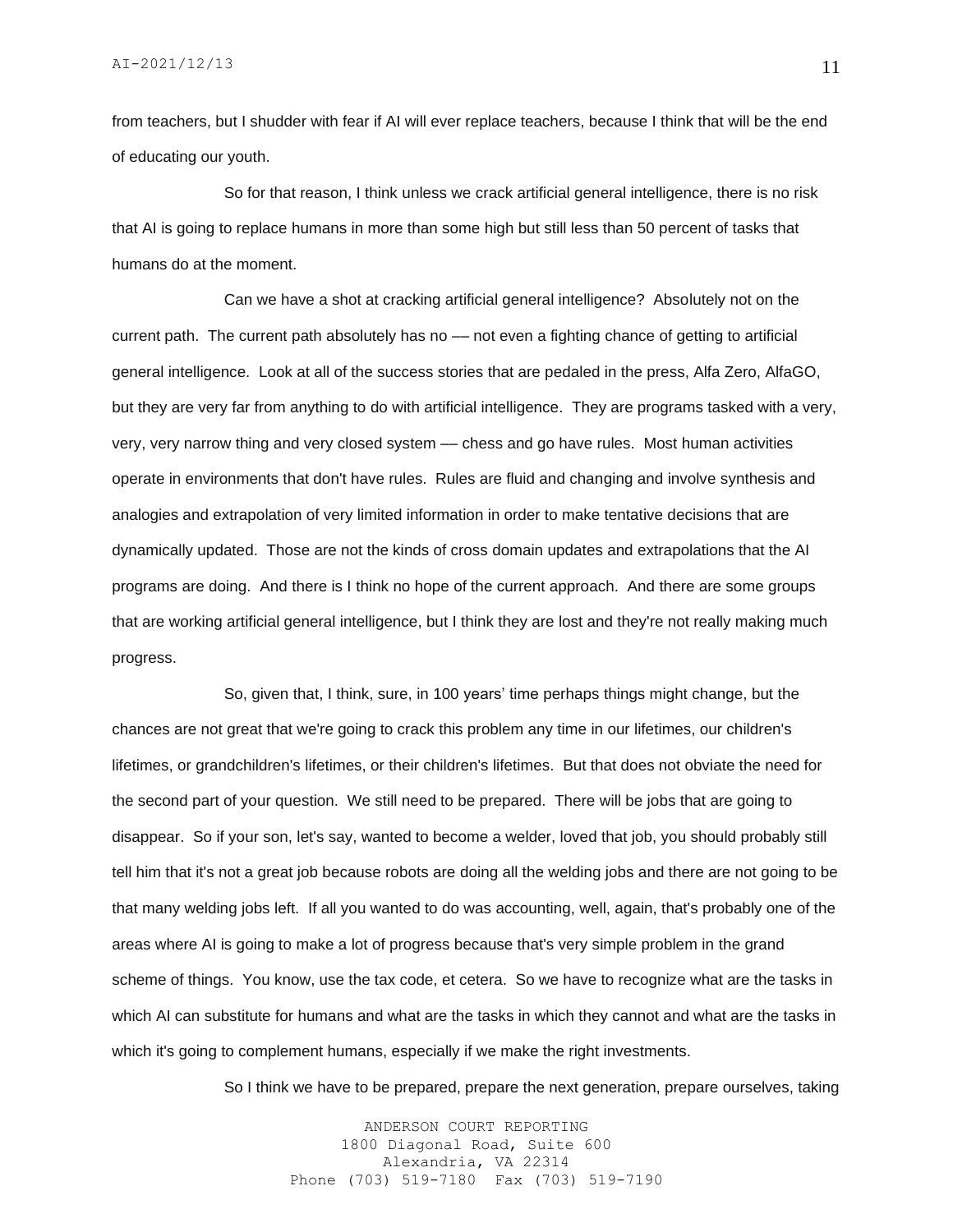from teachers, but I shudder with fear if AI will ever replace teachers, because I think that will be the end of educating our youth.

So for that reason, I think unless we crack artificial general intelligence, there is no risk that AI is going to replace humans in more than some high but still less than 50 percent of tasks that humans do at the moment.

Can we have a shot at cracking artificial general intelligence? Absolutely not on the current path. The current path absolutely has no –– not even a fighting chance of getting to artificial general intelligence. Look at all of the success stories that are pedaled in the press, Alfa Zero, AlfaGO, but they are very far from anything to do with artificial intelligence. They are programs tasked with a very, very, very narrow thing and very closed system –– chess and go have rules. Most human activities operate in environments that don't have rules. Rules are fluid and changing and involve synthesis and analogies and extrapolation of very limited information in order to make tentative decisions that are dynamically updated. Those are not the kinds of cross domain updates and extrapolations that the AI programs are doing. And there is I think no hope of the current approach. And there are some groups that are working artificial general intelligence, but I think they are lost and they're not really making much progress.

So, given that, I think, sure, in 100 years' time perhaps things might change, but the chances are not great that we're going to crack this problem any time in our lifetimes, our children's lifetimes, or grandchildren's lifetimes, or their children's lifetimes. But that does not obviate the need for the second part of your question. We still need to be prepared. There will be jobs that are going to disappear. So if your son, let's say, wanted to become a welder, loved that job, you should probably still tell him that it's not a great job because robots are doing all the welding jobs and there are not going to be that many welding jobs left. If all you wanted to do was accounting, well, again, that's probably one of the areas where AI is going to make a lot of progress because that's very simple problem in the grand scheme of things. You know, use the tax code, et cetera. So we have to recognize what are the tasks in which AI can substitute for humans and what are the tasks in which they cannot and what are the tasks in which it's going to complement humans, especially if we make the right investments.

So I think we have to be prepared, prepare the next generation, prepare ourselves, taking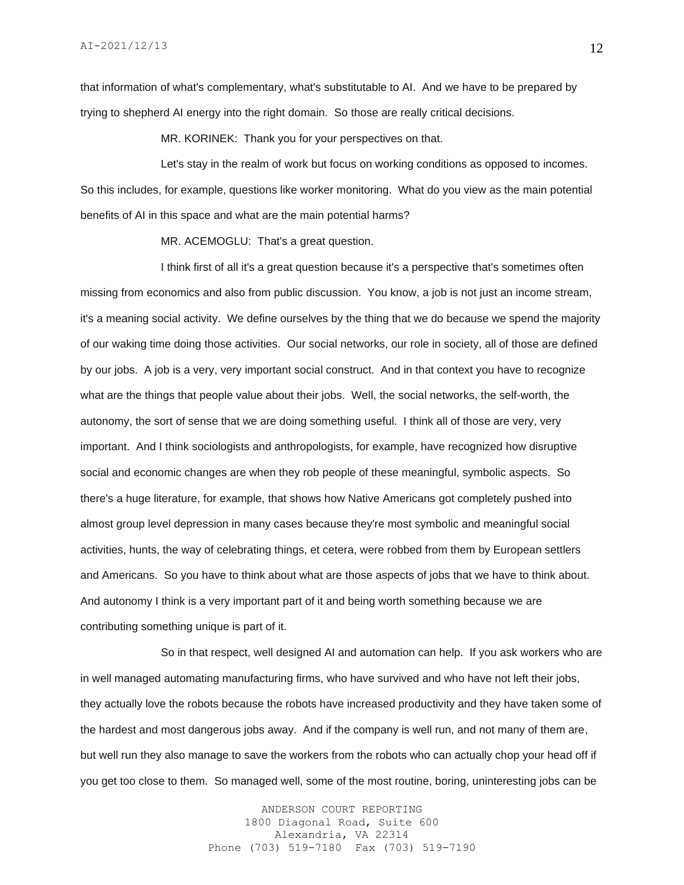that information of what's complementary, what's substitutable to AI. And we have to be prepared by trying to shepherd AI energy into the right domain. So those are really critical decisions.

MR. KORINEK: Thank you for your perspectives on that.

Let's stay in the realm of work but focus on working conditions as opposed to incomes. So this includes, for example, questions like worker monitoring. What do you view as the main potential benefits of AI in this space and what are the main potential harms?

MR. ACEMOGLU: That's a great question.

I think first of all it's a great question because it's a perspective that's sometimes often missing from economics and also from public discussion. You know, a job is not just an income stream, it's a meaning social activity. We define ourselves by the thing that we do because we spend the majority of our waking time doing those activities. Our social networks, our role in society, all of those are defined by our jobs. A job is a very, very important social construct. And in that context you have to recognize what are the things that people value about their jobs. Well, the social networks, the self-worth, the autonomy, the sort of sense that we are doing something useful. I think all of those are very, very important. And I think sociologists and anthropologists, for example, have recognized how disruptive social and economic changes are when they rob people of these meaningful, symbolic aspects. So there's a huge literature, for example, that shows how Native Americans got completely pushed into almost group level depression in many cases because they're most symbolic and meaningful social activities, hunts, the way of celebrating things, et cetera, were robbed from them by European settlers and Americans. So you have to think about what are those aspects of jobs that we have to think about. And autonomy I think is a very important part of it and being worth something because we are contributing something unique is part of it.

So in that respect, well designed AI and automation can help. If you ask workers who are in well managed automating manufacturing firms, who have survived and who have not left their jobs, they actually love the robots because the robots have increased productivity and they have taken some of the hardest and most dangerous jobs away. And if the company is well run, and not many of them are, but well run they also manage to save the workers from the robots who can actually chop your head off if you get too close to them. So managed well, some of the most routine, boring, uninteresting jobs can be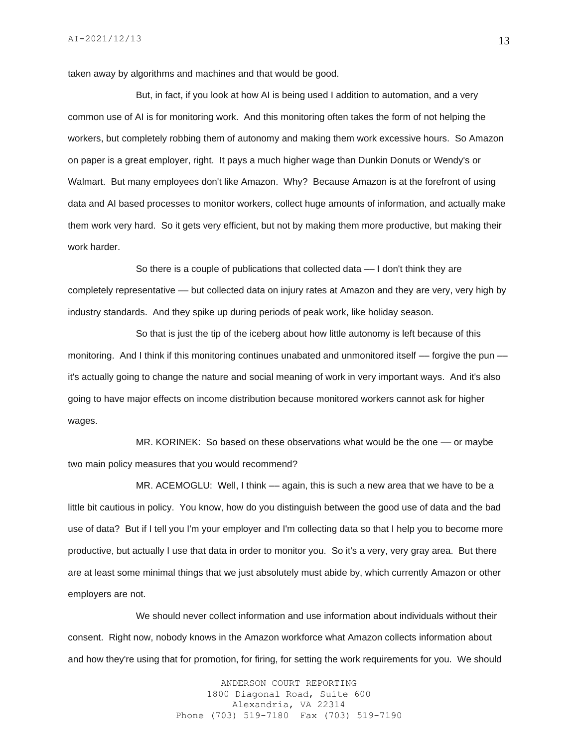taken away by algorithms and machines and that would be good.

But, in fact, if you look at how AI is being used I addition to automation, and a very common use of AI is for monitoring work. And this monitoring often takes the form of not helping the workers, but completely robbing them of autonomy and making them work excessive hours. So Amazon on paper is a great employer, right. It pays a much higher wage than Dunkin Donuts or Wendy's or Walmart. But many employees don't like Amazon. Why? Because Amazon is at the forefront of using data and AI based processes to monitor workers, collect huge amounts of information, and actually make them work very hard. So it gets very efficient, but not by making them more productive, but making their work harder.

So there is a couple of publications that collected data — I don't think they are completely representative — but collected data on injury rates at Amazon and they are very, very high by industry standards. And they spike up during periods of peak work, like holiday season.

So that is just the tip of the iceberg about how little autonomy is left because of this monitoring. And I think if this monitoring continues unabated and unmonitored itself — forgive the pun — it's actually going to change the nature and social meaning of work in very important ways. And it's also going to have major effects on income distribution because monitored workers cannot ask for higher wages.

MR. KORINEK: So based on these observations what would be the one — or maybe two main policy measures that you would recommend?

MR. ACEMOGLU: Well, I think — again, this is such a new area that we have to be a little bit cautious in policy. You know, how do you distinguish between the good use of data and the bad use of data? But if I tell you I'm your employer and I'm collecting data so that I help you to become more productive, but actually I use that data in order to monitor you. So it's a very, very gray area. But there are at least some minimal things that we just absolutely must abide by, which currently Amazon or other employers are not.

We should never collect information and use information about individuals without their consent. Right now, nobody knows in the Amazon workforce what Amazon collects information about and how they're using that for promotion, for firing, for setting the work requirements for you. We should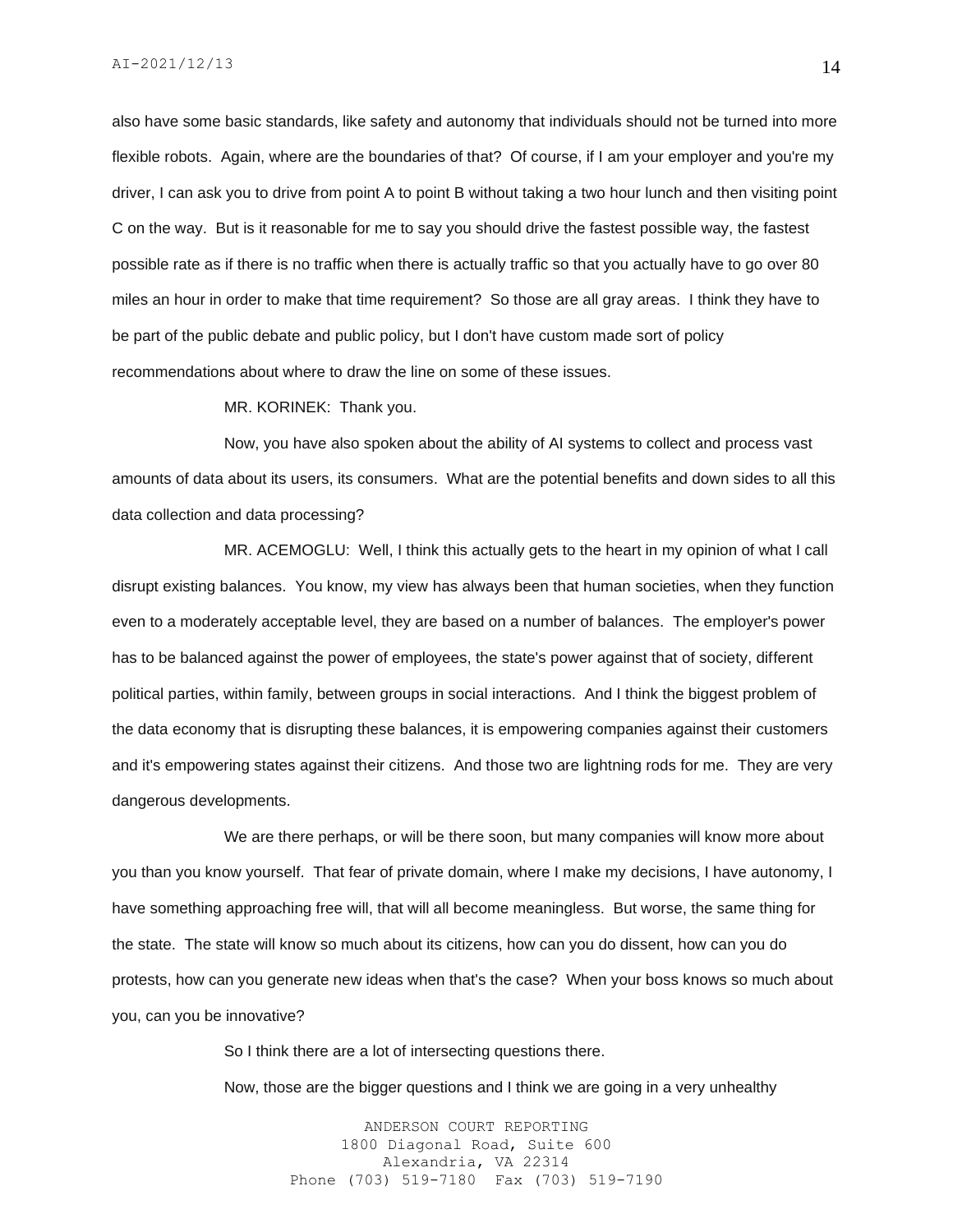also have some basic standards, like safety and autonomy that individuals should not be turned into more flexible robots. Again, where are the boundaries of that? Of course, if I am your employer and you're my driver, I can ask you to drive from point A to point B without taking a two hour lunch and then visiting point C on the way. But is it reasonable for me to say you should drive the fastest possible way, the fastest possible rate as if there is no traffic when there is actually traffic so that you actually have to go over 80 miles an hour in order to make that time requirement? So those are all gray areas. I think they have to be part of the public debate and public policy, but I don't have custom made sort of policy recommendations about where to draw the line on some of these issues.

MR. KORINEK: Thank you.

Now, you have also spoken about the ability of AI systems to collect and process vast amounts of data about its users, its consumers. What are the potential benefits and down sides to all this data collection and data processing?

MR. ACEMOGLU: Well, I think this actually gets to the heart in my opinion of what I call disrupt existing balances. You know, my view has always been that human societies, when they function even to a moderately acceptable level, they are based on a number of balances. The employer's power has to be balanced against the power of employees, the state's power against that of society, different political parties, within family, between groups in social interactions. And I think the biggest problem of the data economy that is disrupting these balances, it is empowering companies against their customers and it's empowering states against their citizens. And those two are lightning rods for me. They are very dangerous developments.

We are there perhaps, or will be there soon, but many companies will know more about you than you know yourself. That fear of private domain, where I make my decisions, I have autonomy, I have something approaching free will, that will all become meaningless. But worse, the same thing for the state. The state will know so much about its citizens, how can you do dissent, how can you do protests, how can you generate new ideas when that's the case? When your boss knows so much about you, can you be innovative?

So I think there are a lot of intersecting questions there.

Now, those are the bigger questions and I think we are going in a very unhealthy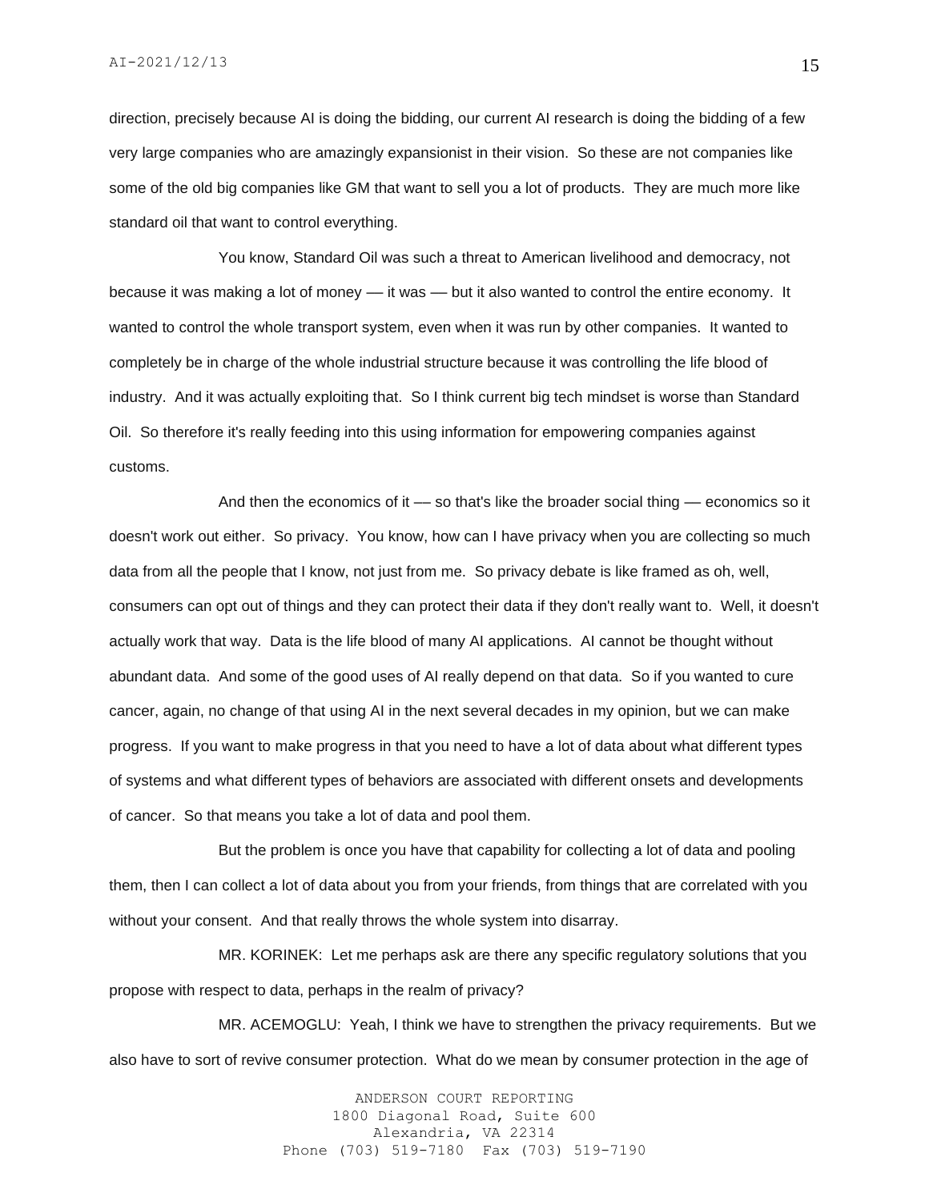direction, precisely because AI is doing the bidding, our current AI research is doing the bidding of a few very large companies who are amazingly expansionist in their vision. So these are not companies like some of the old big companies like GM that want to sell you a lot of products. They are much more like standard oil that want to control everything.

You know, Standard Oil was such a threat to American livelihood and democracy, not because it was making a lot of money –– it was –– but it also wanted to control the entire economy. It wanted to control the whole transport system, even when it was run by other companies. It wanted to completely be in charge of the whole industrial structure because it was controlling the life blood of industry. And it was actually exploiting that. So I think current big tech mindset is worse than Standard Oil. So therefore it's really feeding into this using information for empowering companies against customs.

And then the economics of it –– so that's like the broader social thing –– economics so it doesn't work out either. So privacy. You know, how can I have privacy when you are collecting so much data from all the people that I know, not just from me. So privacy debate is like framed as oh, well, consumers can opt out of things and they can protect their data if they don't really want to. Well, it doesn't actually work that way. Data is the life blood of many AI applications. AI cannot be thought without abundant data. And some of the good uses of AI really depend on that data. So if you wanted to cure cancer, again, no change of that using AI in the next several decades in my opinion, but we can make progress. If you want to make progress in that you need to have a lot of data about what different types of systems and what different types of behaviors are associated with different onsets and developments of cancer. So that means you take a lot of data and pool them.

But the problem is once you have that capability for collecting a lot of data and pooling them, then I can collect a lot of data about you from your friends, from things that are correlated with you without your consent. And that really throws the whole system into disarray.

MR. KORINEK: Let me perhaps ask are there any specific regulatory solutions that you propose with respect to data, perhaps in the realm of privacy?

MR. ACEMOGLU: Yeah, I think we have to strengthen the privacy requirements. But we also have to sort of revive consumer protection. What do we mean by consumer protection in the age of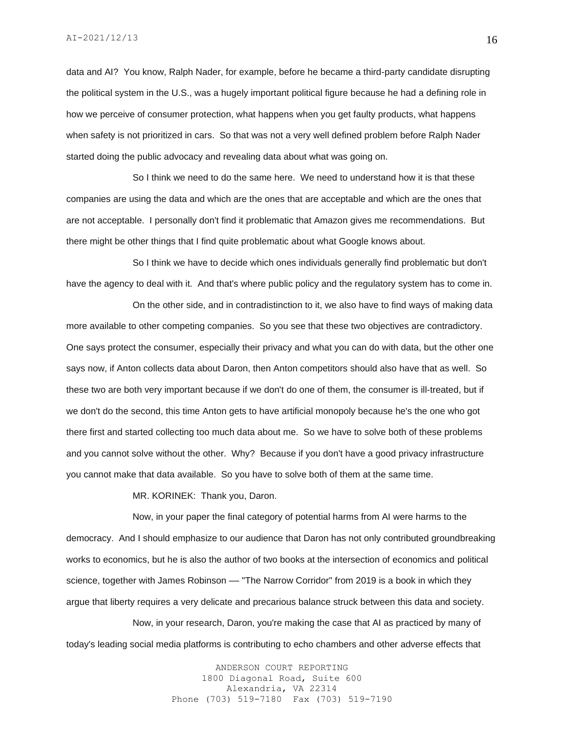data and AI? You know, Ralph Nader, for example, before he became a third-party candidate disrupting the political system in the U.S., was a hugely important political figure because he had a defining role in how we perceive of consumer protection, what happens when you get faulty products, what happens when safety is not prioritized in cars. So that was not a very well defined problem before Ralph Nader started doing the public advocacy and revealing data about what was going on.

So I think we need to do the same here. We need to understand how it is that these companies are using the data and which are the ones that are acceptable and which are the ones that are not acceptable. I personally don't find it problematic that Amazon gives me recommendations. But there might be other things that I find quite problematic about what Google knows about.

So I think we have to decide which ones individuals generally find problematic but don't have the agency to deal with it. And that's where public policy and the regulatory system has to come in.

On the other side, and in contradistinction to it, we also have to find ways of making data more available to other competing companies. So you see that these two objectives are contradictory. One says protect the consumer, especially their privacy and what you can do with data, but the other one says now, if Anton collects data about Daron, then Anton competitors should also have that as well. So these two are both very important because if we don't do one of them, the consumer is ill-treated, but if we don't do the second, this time Anton gets to have artificial monopoly because he's the one who got there first and started collecting too much data about me. So we have to solve both of these problems and you cannot solve without the other. Why? Because if you don't have a good privacy infrastructure you cannot make that data available. So you have to solve both of them at the same time.

MR. KORINEK: Thank you, Daron.

Now, in your paper the final category of potential harms from AI were harms to the democracy. And I should emphasize to our audience that Daron has not only contributed groundbreaking works to economics, but he is also the author of two books at the intersection of economics and political science, together with James Robinson — "The Narrow Corridor" from 2019 is a book in which they argue that liberty requires a very delicate and precarious balance struck between this data and society.

Now, in your research, Daron, you're making the case that AI as practiced by many of today's leading social media platforms is contributing to echo chambers and other adverse effects that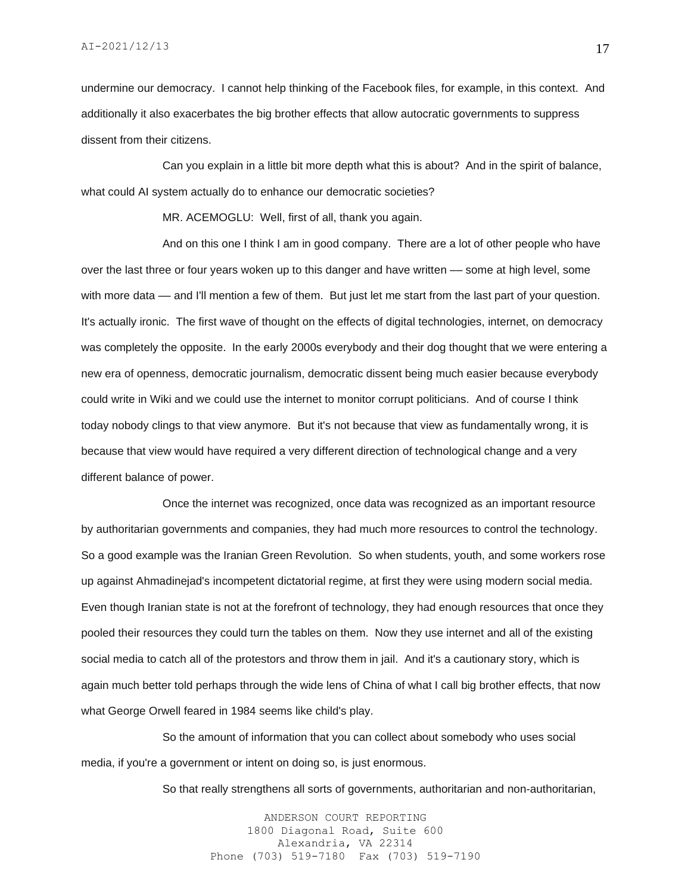undermine our democracy. I cannot help thinking of the Facebook files, for example, in this context. And additionally it also exacerbates the big brother effects that allow autocratic governments to suppress dissent from their citizens.

Can you explain in a little bit more depth what this is about? And in the spirit of balance, what could AI system actually do to enhance our democratic societies?

MR. ACEMOGLU: Well, first of all, thank you again.

And on this one I think I am in good company. There are a lot of other people who have over the last three or four years woken up to this danger and have written –– some at high level, some with more data –– and I'll mention a few of them. But just let me start from the last part of your question. It's actually ironic. The first wave of thought on the effects of digital technologies, internet, on democracy was completely the opposite. In the early 2000s everybody and their dog thought that we were entering a new era of openness, democratic journalism, democratic dissent being much easier because everybody could write in Wiki and we could use the internet to monitor corrupt politicians. And of course I think today nobody clings to that view anymore. But it's not because that view as fundamentally wrong, it is because that view would have required a very different direction of technological change and a very different balance of power.

Once the internet was recognized, once data was recognized as an important resource by authoritarian governments and companies, they had much more resources to control the technology. So a good example was the Iranian Green Revolution. So when students, youth, and some workers rose up against Ahmadinejad's incompetent dictatorial regime, at first they were using modern social media. Even though Iranian state is not at the forefront of technology, they had enough resources that once they pooled their resources they could turn the tables on them. Now they use internet and all of the existing social media to catch all of the protestors and throw them in jail. And it's a cautionary story, which is again much better told perhaps through the wide lens of China of what I call big brother effects, that now what George Orwell feared in 1984 seems like child's play.

So the amount of information that you can collect about somebody who uses social media, if you're a government or intent on doing so, is just enormous.

So that really strengthens all sorts of governments, authoritarian and non-authoritarian,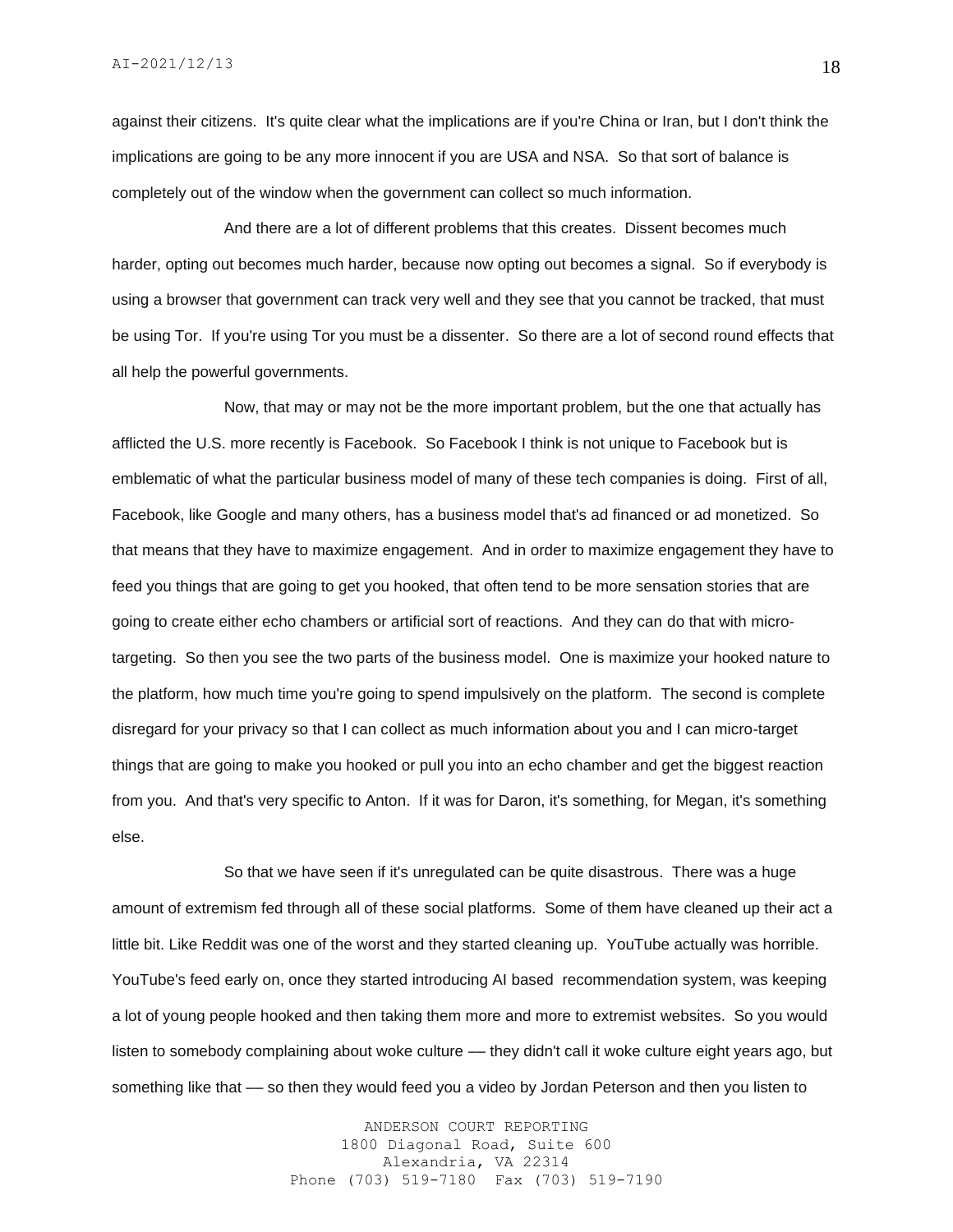against their citizens. It's quite clear what the implications are if you're China or Iran, but I don't think the implications are going to be any more innocent if you are USA and NSA. So that sort of balance is completely out of the window when the government can collect so much information.

And there are a lot of different problems that this creates. Dissent becomes much harder, opting out becomes much harder, because now opting out becomes a signal. So if everybody is using a browser that government can track very well and they see that you cannot be tracked, that must be using Tor. If you're using Tor you must be a dissenter. So there are a lot of second round effects that all help the powerful governments.

Now, that may or may not be the more important problem, but the one that actually has afflicted the U.S. more recently is Facebook. So Facebook I think is not unique to Facebook but is emblematic of what the particular business model of many of these tech companies is doing. First of all, Facebook, like Google and many others, has a business model that's ad financed or ad monetized. So that means that they have to maximize engagement. And in order to maximize engagement they have to feed you things that are going to get you hooked, that often tend to be more sensation stories that are going to create either echo chambers or artificial sort of reactions. And they can do that with micro-targeting. So then you see the two parts of the business model. One is maximize your hooked nature to the platform, how much time you're going to spend impulsively on the platform. The second is complete disregard for your privacy so that I can collect as much information about you and I can micro-target things that are going to make you hooked or pull you into an echo chamber and get the biggest reaction from you. And that's very specific to Anton. If it was for Daron, it's something, for Megan, it's something else.

So that we have seen if it's unregulated can be quite disastrous. There was a huge amount of extremism fed through all of these social platforms. Some of them have cleaned up their act a little bit. Like Reddit was one of the worst and they started cleaning up. YouTube actually was horrible. YouTube's feed early on, once they started introducing AI based recommendation system, was keeping a lot of young people hooked and then taking them more and more to extremist websites. So you would listen to somebody complaining about woke culture –– they didn't call it woke culture eight years ago, but something like that –– so then they would feed you a video by Jordan Peterson and then you listen to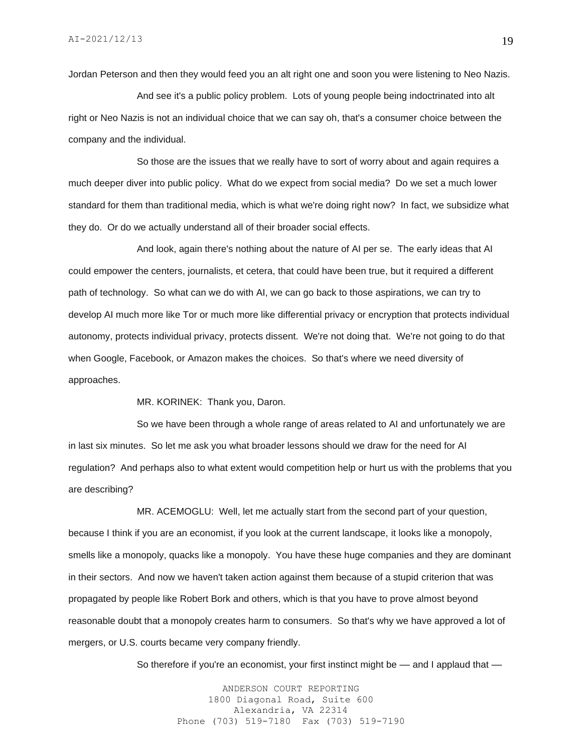Jordan Peterson and then they would feed you an alt right one and soon you were listening to Neo Nazis.

And see it's a public policy problem. Lots of young people being indoctrinated into alt right or Neo Nazis is not an individual choice that we can say oh, that's a consumer choice between the company and the individual.

So those are the issues that we really have to sort of worry about and again requires a much deeper diver into public policy. What do we expect from social media? Do we set a much lower standard for them than traditional media, which is what we're doing right now? In fact, we subsidize what they do. Or do we actually understand all of their broader social effects.

And look, again there's nothing about the nature of AI per se. The early ideas that AI could empower the centers, journalists, et cetera, that could have been true, but it required a different path of technology. So what can we do with AI, we can go back to those aspirations, we can try to develop AI much more like Tor or much more like differential privacy or encryption that protects individual autonomy, protects individual privacy, protects dissent. We're not doing that. We're not going to do that when Google, Facebook, or Amazon makes the choices. So that's where we need diversity of approaches.

MR. KORINEK: Thank you, Daron.

So we have been through a whole range of areas related to AI and unfortunately we are in last six minutes. So let me ask you what broader lessons should we draw for the need for AI regulation? And perhaps also to what extent would competition help or hurt us with the problems that you are describing?

MR. ACEMOGLU: Well, let me actually start from the second part of your question, because I think if you are an economist, if you look at the current landscape, it looks like a monopoly, smells like a monopoly, quacks like a monopoly. You have these huge companies and they are dominant in their sectors. And now we haven't taken action against them because of a stupid criterion that was propagated by people like Robert Bork and others, which is that you have to prove almost beyond reasonable doubt that a monopoly creates harm to consumers. So that's why we have approved a lot of mergers, or U.S. courts became very company friendly.

So therefore if you're an economist, your first instinct might be — and I applaud that —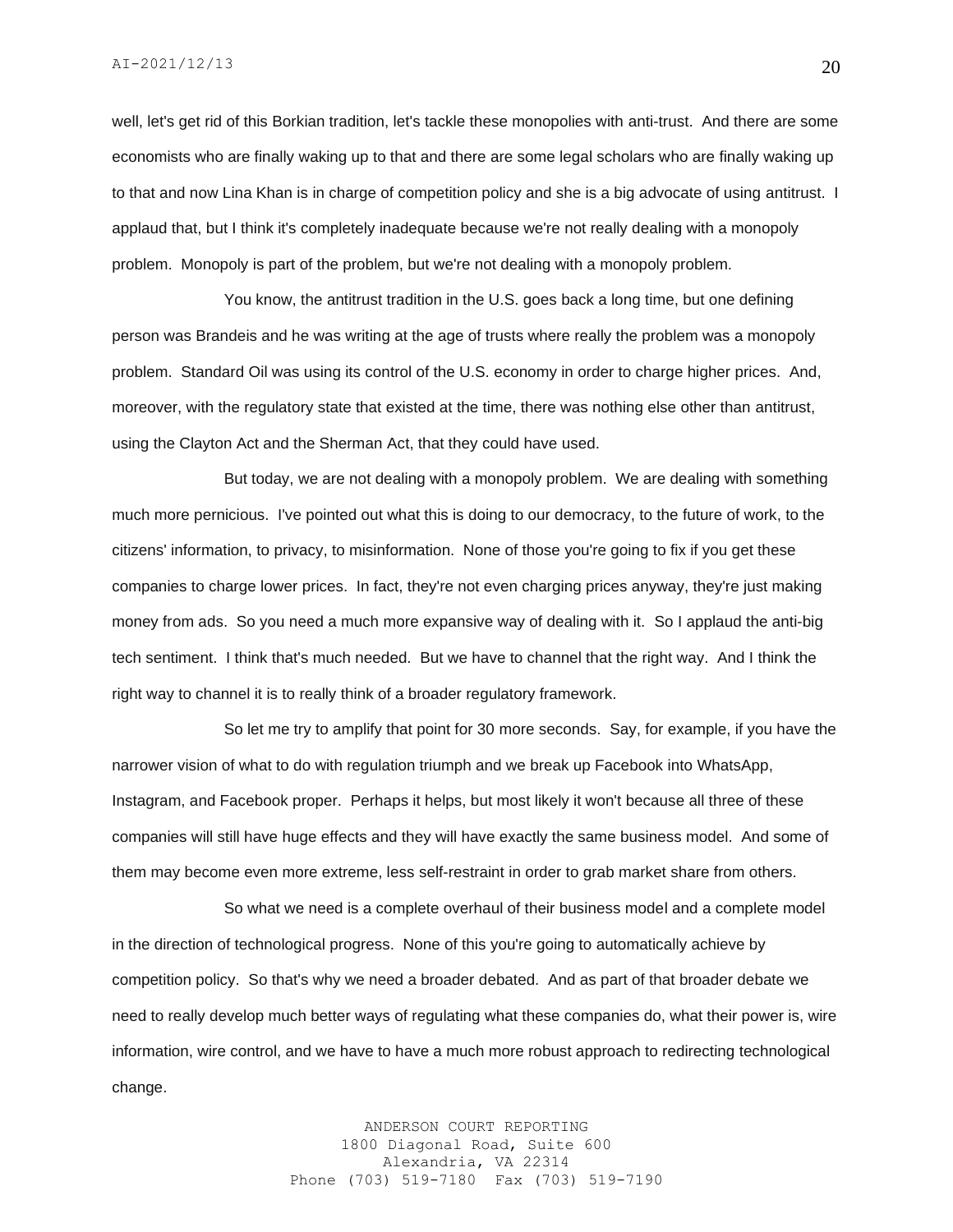well, let's get rid of this Borkian tradition, let's tackle these monopolies with anti-trust. And there are some economists who are finally waking up to that and there are some legal scholars who are finally waking up to that and now Lina Khan is in charge of competition policy and she is a big advocate of using antitrust. I applaud that, but I think it's completely inadequate because we're not really dealing with a monopoly problem. Monopoly is part of the problem, but we're not dealing with a monopoly problem.

You know, the antitrust tradition in the U.S. goes back a long time, but one defining person was Brandeis and he was writing at the age of trusts where really the problem was a monopoly problem. Standard Oil was using its control of the U.S. economy in order to charge higher prices. And, moreover, with the regulatory state that existed at the time, there was nothing else other than antitrust, using the Clayton Act and the Sherman Act, that they could have used.

But today, we are not dealing with a monopoly problem. We are dealing with something much more pernicious. I've pointed out what this is doing to our democracy, to the future of work, to the citizens' information, to privacy, to misinformation. None of those you're going to fix if you get these companies to charge lower prices. In fact, they're not even charging prices anyway, they're just making money from ads. So you need a much more expansive way of dealing with it. So I applaud the anti-big tech sentiment. I think that's much needed. But we have to channel that the right way. And I think the right way to channel it is to really think of a broader regulatory framework.

So let me try to amplify that point for 30 more seconds. Say, for example, if you have the narrower vision of what to do with regulation triumph and we break up Facebook into WhatsApp, Instagram, and Facebook proper. Perhaps it helps, but most likely it won't because all three of these companies will still have huge effects and they will have exactly the same business model. And some of them may become even more extreme, less self-restraint in order to grab market share from others.

So what we need is a complete overhaul of their business model and a complete model in the direction of technological progress. None of this you're going to automatically achieve by competition policy. So that's why we need a broader debated. And as part of that broader debate we need to really develop much better ways of regulating what these companies do, what their power is, wire information, wire control, and we have to have a much more robust approach to redirecting technological change.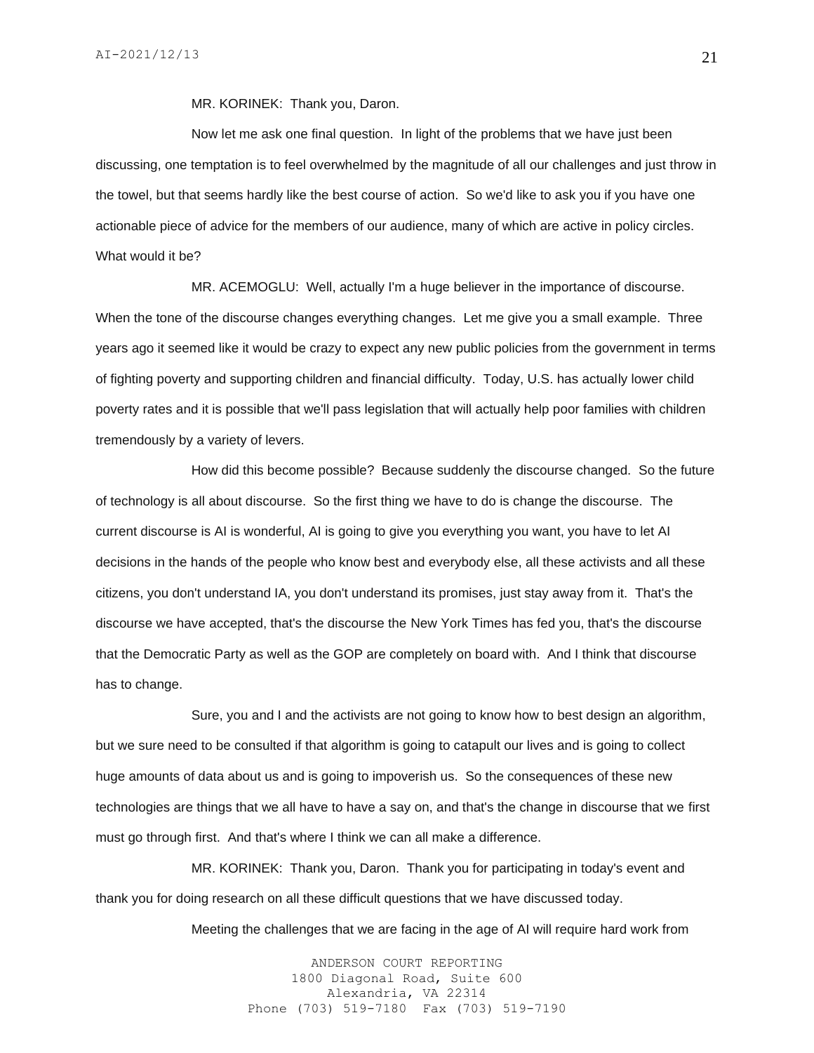MR. KORINEK: Thank you, Daron.

Now let me ask one final question. In light of the problems that we have just been discussing, one temptation is to feel overwhelmed by the magnitude of all our challenges and just throw in the towel, but that seems hardly like the best course of action. So we'd like to ask you if you have one actionable piece of advice for the members of our audience, many of which are active in policy circles. What would it be?

MR. ACEMOGLU: Well, actually I'm a huge believer in the importance of discourse. When the tone of the discourse changes everything changes. Let me give you a small example. Three years ago it seemed like it would be crazy to expect any new public policies from the government in terms of fighting poverty and supporting children and financial difficulty. Today, U.S. has actually lower child poverty rates and it is possible that we'll pass legislation that will actually help poor families with children tremendously by a variety of levers.

How did this become possible? Because suddenly the discourse changed. So the future of technology is all about discourse. So the first thing we have to do is change the discourse. The current discourse is AI is wonderful, AI is going to give you everything you want, you have to let AI decisions in the hands of the people who know best and everybody else, all these activists and all these citizens, you don't understand IA, you don't understand its promises, just stay away from it. That's the discourse we have accepted, that's the discourse the New York Times has fed you, that's the discourse that the Democratic Party as well as the GOP are completely on board with. And I think that discourse has to change.

Sure, you and I and the activists are not going to know how to best design an algorithm, but we sure need to be consulted if that algorithm is going to catapult our lives and is going to collect huge amounts of data about us and is going to impoverish us. So the consequences of these new technologies are things that we all have to have a say on, and that's the change in discourse that we first must go through first. And that's where I think we can all make a difference.

MR. KORINEK: Thank you, Daron. Thank you for participating in today's event and thank you for doing research on all these difficult questions that we have discussed today.

Meeting the challenges that we are facing in the age of AI will require hard work from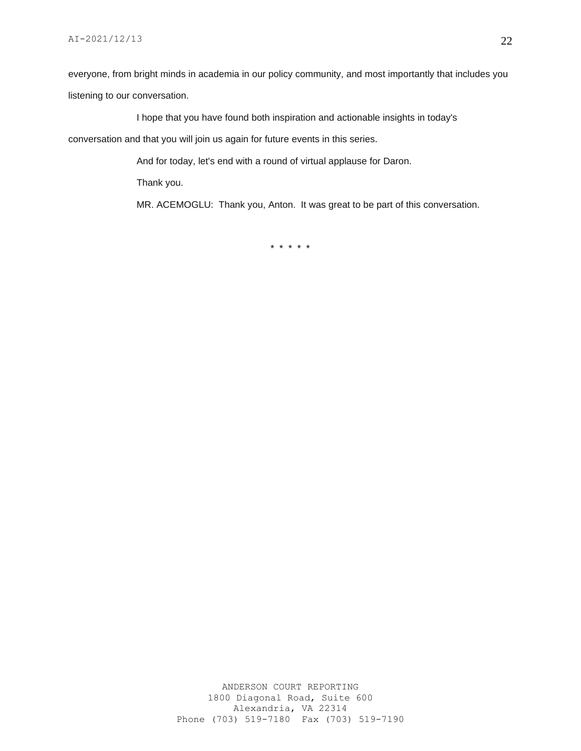everyone, from bright minds in academia in our policy community, and most importantly that includes you listening to our conversation.

I hope that you have found both inspiration and actionable insights in today's conversation and that you will join us again for future events in this series.

And for today, let's end with a round of virtual applause for Daron.

Thank you.

MR. ACEMOGLU: Thank you, Anton. It was great to be part of this conversation.

* * * * *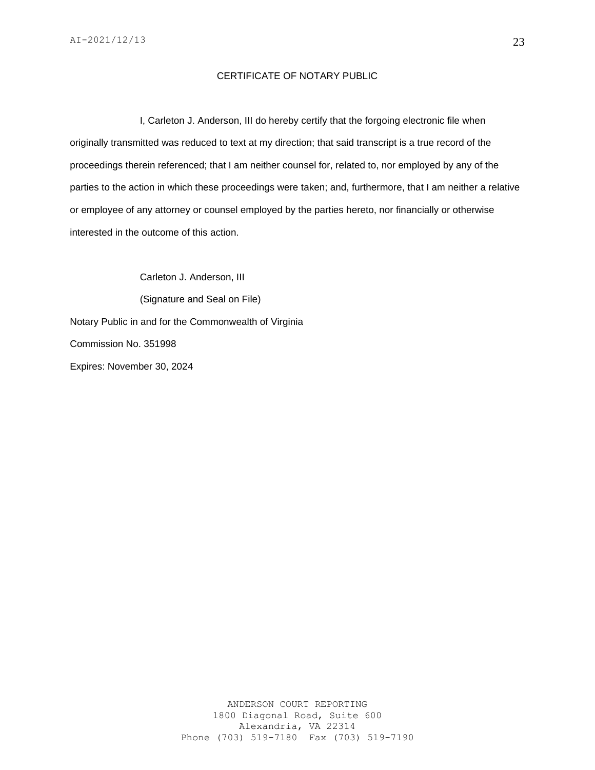## CERTIFICATE OF NOTARY PUBLIC

I, Carleton J. Anderson, III do hereby certify that the forgoing electronic file when originally transmitted was reduced to text at my direction; that said transcript is a true record of the proceedings therein referenced; that I am neither counsel for, related to, nor employed by any of the parties to the action in which these proceedings were taken; and, furthermore, that I am neither a relative or employee of any attorney or counsel employed by the parties hereto, nor financially or otherwise interested in the outcome of this action.

Carleton J. Anderson, III

(Signature and Seal on File)

Notary Public in and for the Commonwealth of Virginia

Commission No. 351998

Expires: November 30, 2024